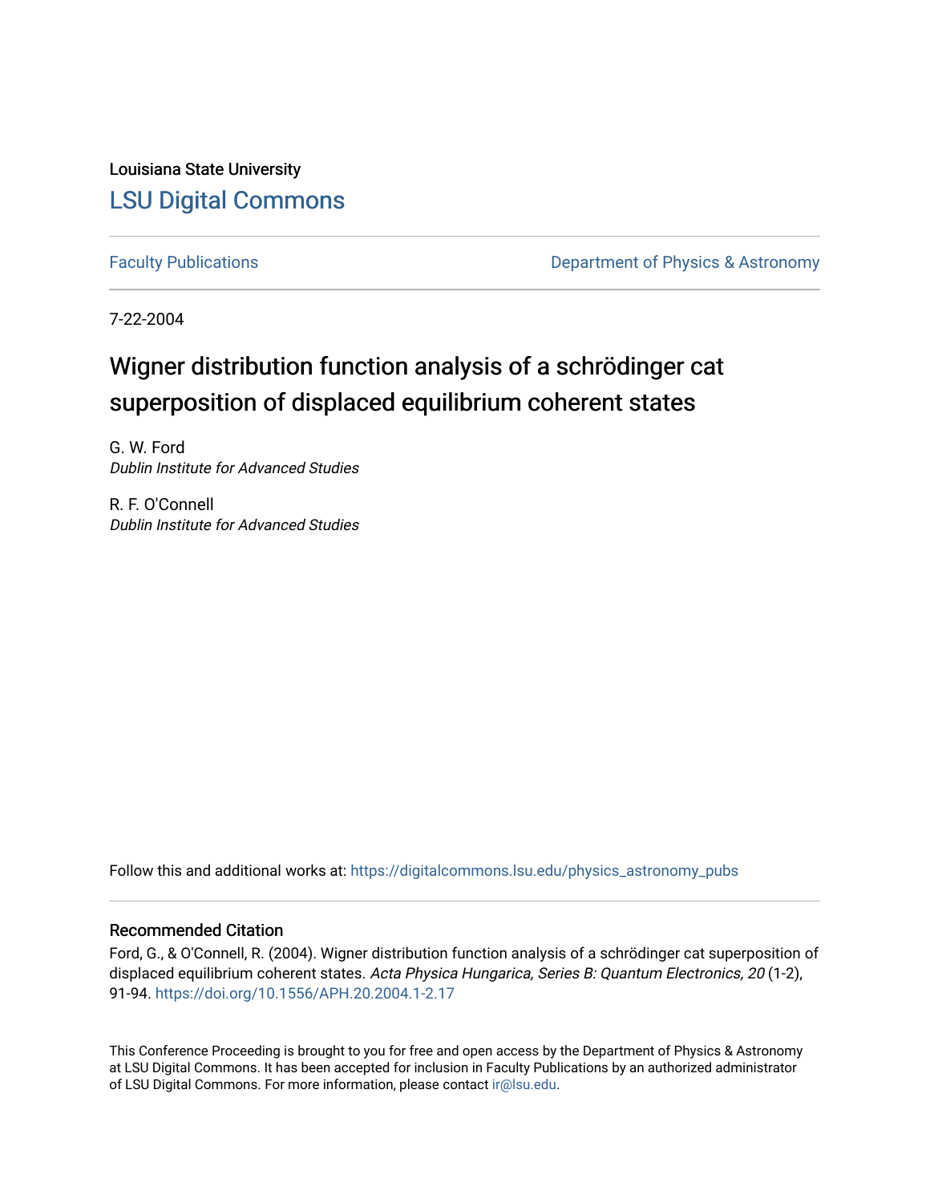Louisiana State University

# LSU Digital Commons

Faculty Publications

Department of Physics & Astronomy

7-22-2004

# Wigner distribution function analysis of a schrödinger cat superposition of displaced equilibrium coherent states

G. W. Ford
*Dublin Institute for Advanced Studies*

R. F. O'Connell
*Dublin Institute for Advanced Studies*

Follow this and additional works at: https://digitalcommons.lsu.edu/physics_astronomy_pubs

## Recommended Citation

Ford, G., & O'Connell, R. (2004). Wigner distribution function analysis of a schrödinger cat superposition of displaced equilibrium coherent states. *Acta Physica Hungarica, Series B: Quantum Electronics, 20* (1-2), 91-94. https://doi.org/10.1556/APH.20.2004.1-2.17

This Conference Proceeding is brought to you for free and open access by the Department of Physics & Astronomy at LSU Digital Commons. It has been accepted for inclusion in Faculty Publications by an authorized administrator of LSU Digital Commons. For more information, please contact ir@lsu.edu.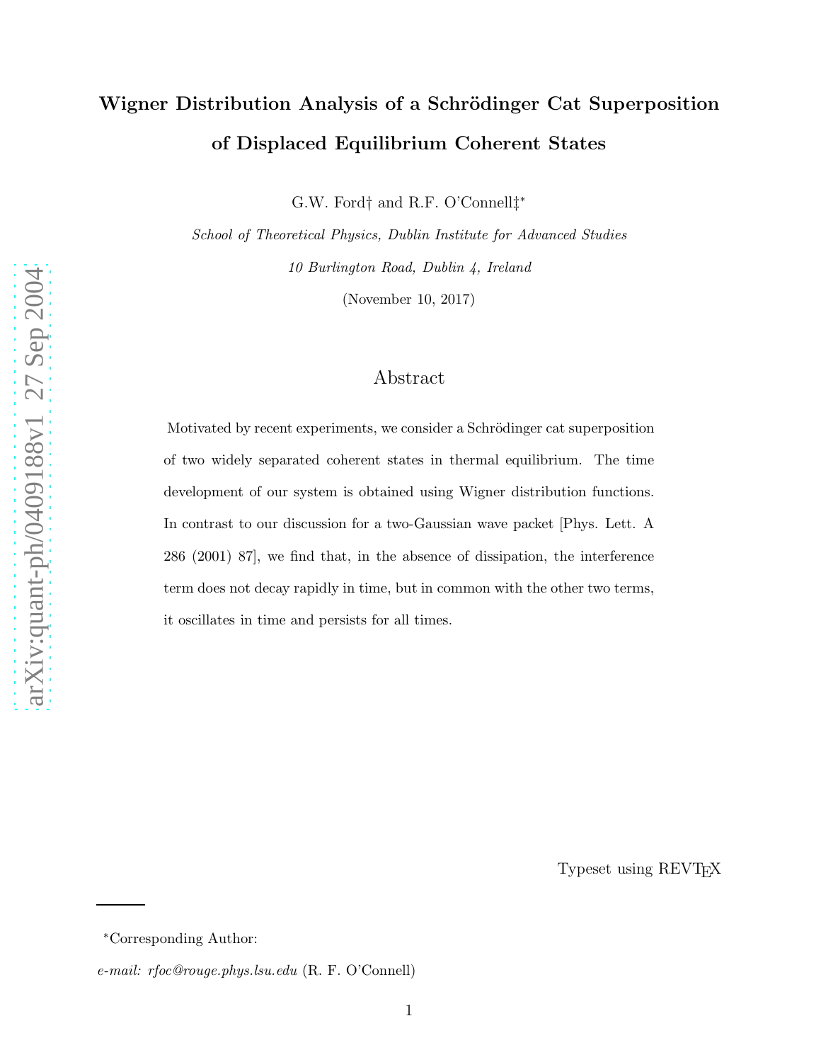# Wigner Distribution Analysis of a Schrödinger Cat Superposition of Displaced Equilibrium Coherent States

G.W. Ford† and R.F. O'Connell‡*

*School of Theoretical Physics, Dublin Institute for Advanced Studies*

*10 Burlington Road, Dublin 4, Ireland*

(November 10, 2017)

## Abstract

Motivated by recent experiments, we consider a Schrödinger cat superposition of two widely separated coherent states in thermal equilibrium. The time development of our system is obtained using Wigner distribution functions. In contrast to our discussion for a two-Gaussian wave packet [Phys. Lett. A 286 (2001) 87], we find that, in the absence of dissipation, the interference term does not decay rapidly in time, but in common with the other two terms, it oscillates in time and persists for all times.

Typeset using REVTEX

*Corresponding Author:

*e-mail: rfoc@rouge.phys.lsu.edu* (R. F. O'Connell)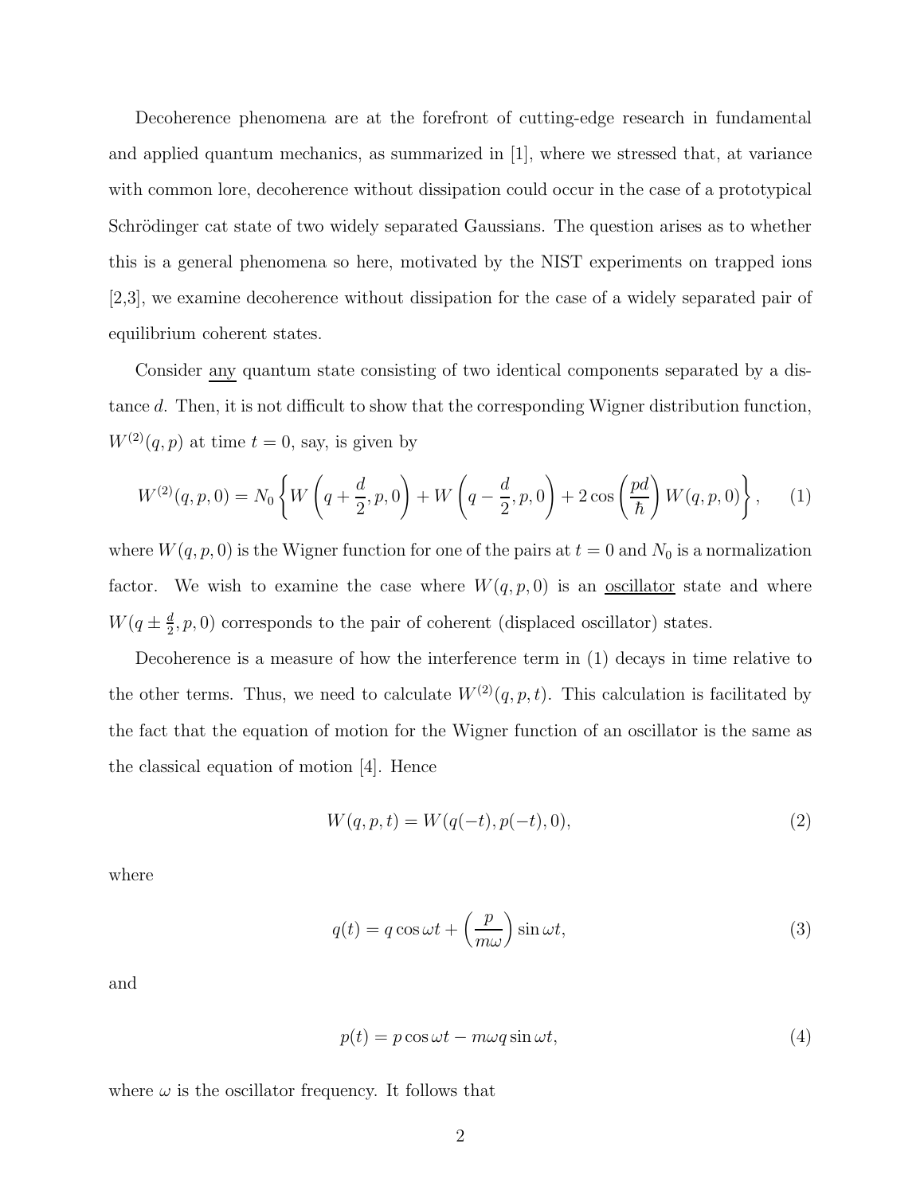Decoherence phenomena are at the forefront of cutting-edge research in fundamental and applied quantum mechanics, as summarized in [1], where we stressed that, at variance with common lore, decoherence without dissipation could occur in the case of a prototypical Schrödinger cat state of two widely separated Gaussians. The question arises as to whether this is a general phenomena so here, motivated by the NIST experiments on trapped ions [2,3], we examine decoherence without dissipation for the case of a widely separated pair of equilibrium coherent states.

Consider <u>any</u> quantum state consisting of two identical components separated by a distance $d$. Then, it is not difficult to show that the corresponding Wigner distribution function, $W^{(2)}(q,p)$ at time $t=0$, say, is given by

$$W^{(2)}(q,p,0) = N_0 \left\{ W\left(q + \frac{d}{2}, p, 0\right) + W\left(q - \frac{d}{2}, p, 0\right) + 2\cos\left(\frac{pd}{\hbar}\right) W(q,p,0) \right\}, \qquad (1)$$

where $W(q,p,0)$ is the Wigner function for one of the pairs at $t=0$ and $N_0$ is a normalization factor. We wish to examine the case where $W(q,p,0)$ is an <u>oscillator</u> state and where $W(q \pm \frac{d}{2}, p, 0)$ corresponds to the pair of coherent (displaced oscillator) states.

Decoherence is a measure of how the interference term in (1) decays in time relative to the other terms. Thus, we need to calculate $W^{(2)}(q,p,t)$. This calculation is facilitated by the fact that the equation of motion for the Wigner function of an oscillator is the same as the classical equation of motion [4]. Hence

$$W(q,p,t) = W(q(-t), p(-t), 0), \qquad (2)$$

where

$$q(t) = q\cos\omega t + \left(\frac{p}{m\omega}\right)\sin\omega t, \qquad (3)$$

and

$$p(t) = p\cos\omega t - m\omega q \sin\omega t, \qquad (4)$$

where $\omega$ is the oscillator frequency. It follows that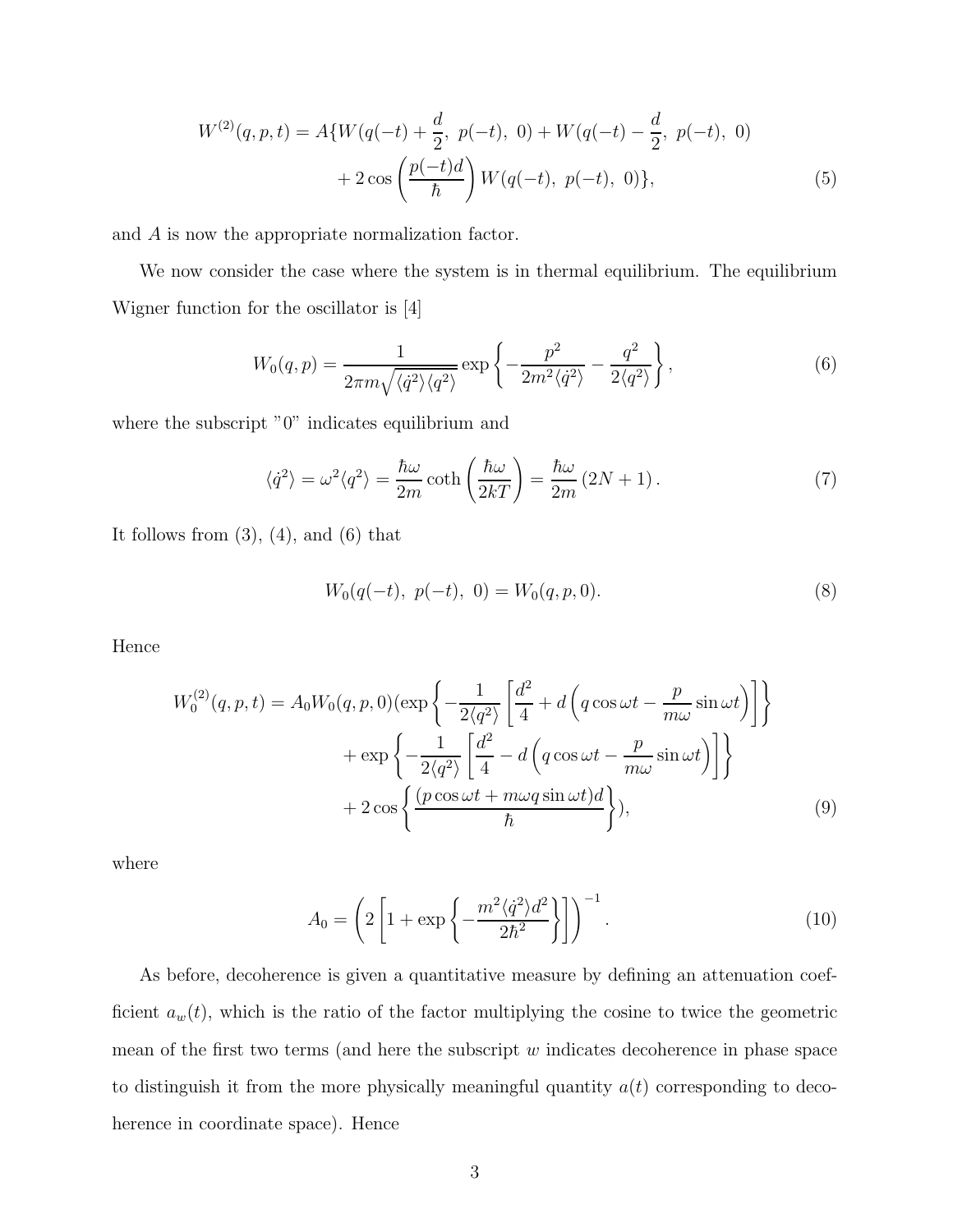$$W^{(2)}(q,p,t) = A\{W(q(-t)+\frac{d}{2},\ p(-t),\ 0) + W(q(-t)-\frac{d}{2},\ p(-t),\ 0) + 2\cos\left(\frac{p(-t)d}{\hbar}\right)W(q(-t),\ p(-t),\ 0)\}, \tag{5}$$

and $A$ is now the appropriate normalization factor.

We now consider the case where the system is in thermal equilibrium. The equilibrium Wigner function for the oscillator is [4]

$$W_0(q,p) = \frac{1}{2\pi m\sqrt{\langle\dot{q}^2\rangle\langle q^2\rangle}}\exp\left\{-\frac{p^2}{2m^2\langle\dot{q}^2\rangle} - \frac{q^2}{2\langle q^2\rangle}\right\}, \tag{6}$$

where the subscript "0" indicates equilibrium and

$$\langle\dot{q}^2\rangle = \omega^2\langle q^2\rangle = \frac{\hbar\omega}{2m}\coth\left(\frac{\hbar\omega}{2kT}\right) = \frac{\hbar\omega}{2m}\left(2N+1\right). \tag{7}$$

It follows from (3), (4), and (6) that

$$W_0(q(-t),\ p(-t),\ 0) = W_0(q,p,0). \tag{8}$$

Hence

$$W_0^{(2)}(q,p,t) = A_0 W_0(q,p,0)(\exp\left\{-\frac{1}{2\langle q^2\rangle}\left[\frac{d^2}{4} + d\left(q\cos\omega t - \frac{p}{m\omega}\sin\omega t\right)\right]\right\} + \exp\left\{-\frac{1}{2\langle q^2\rangle}\left[\frac{d^2}{4} - d\left(q\cos\omega t - \frac{p}{m\omega}\sin\omega t\right)\right]\right\} + 2\cos\left\{\frac{(p\cos\omega t + m\omega q\sin\omega t)d}{\hbar}\right\}), \tag{9}$$

where

$$A_0 = \left(2\left[1 + \exp\left\{-\frac{m^2\langle\dot{q}^2\rangle d^2}{2\hbar^2}\right\}\right]\right)^{-1}. \tag{10}$$

As before, decoherence is given a quantitative measure by defining an attenuation coefficient $a_w(t)$, which is the ratio of the factor multiplying the cosine to twice the geometric mean of the first two terms (and here the subscript $w$ indicates decoherence in phase space to distinguish it from the more physically meaningful quantity $a(t)$ corresponding to decoherence in coordinate space). Hence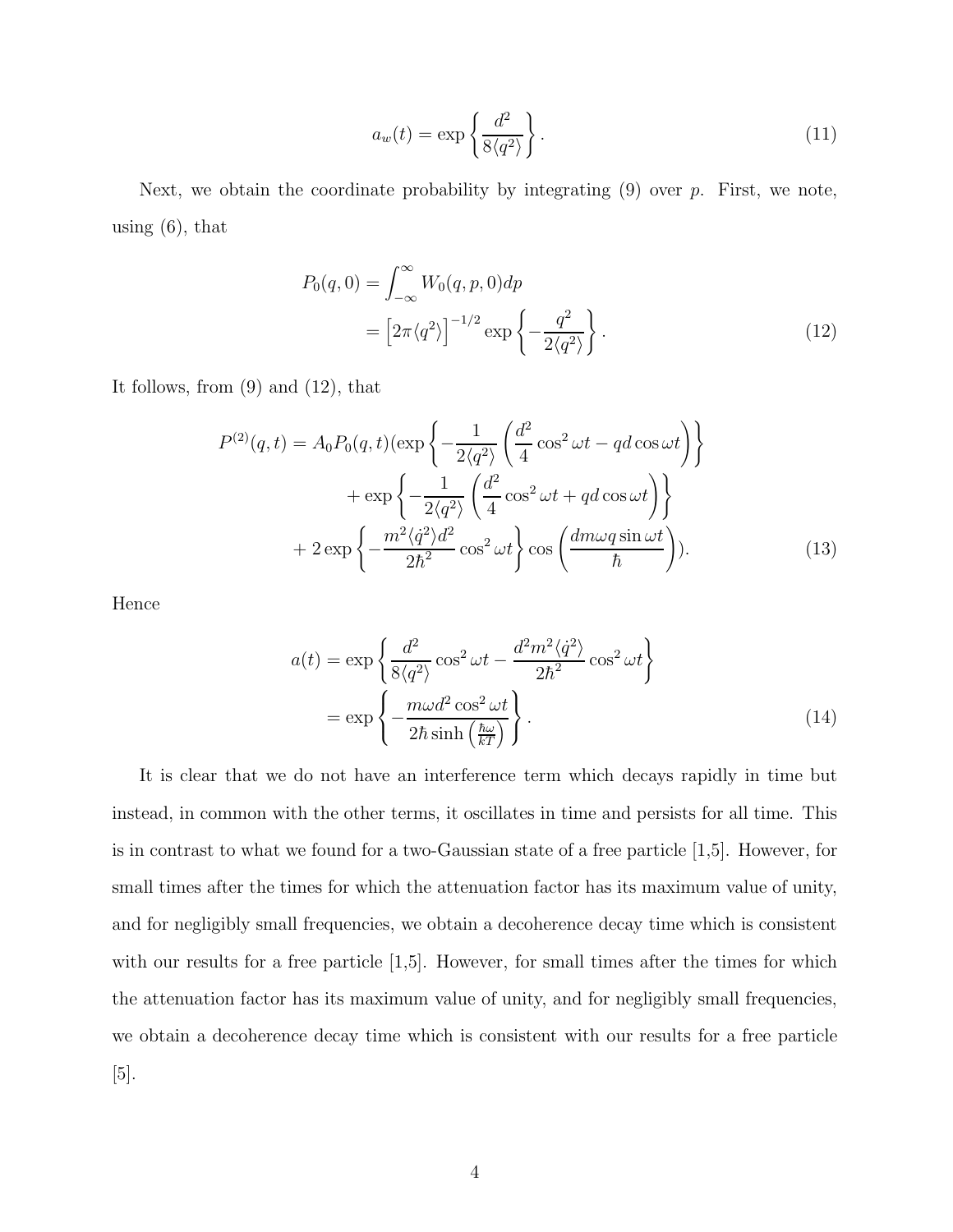$$a_w(t) = \exp\left\{ \frac{d^2}{8\langle q^2 \rangle} \right\}. \tag{11}$$

Next, we obtain the coordinate probability by integrating (9) over $p$. First, we note, using (6), that

$$\begin{aligned} P_0(q,0) &= \int_{-\infty}^{\infty} W_0(q,p,0) dp \\ &= \left[ 2\pi \langle q^2 \rangle \right]^{-1/2} \exp\left\{ -\frac{q^2}{2\langle q^2 \rangle} \right\}. \end{aligned} \tag{12}$$

It follows, from (9) and (12), that

$$\begin{aligned} P^{(2)}(q,t) = A_0 P_0(q,t) (&\exp\left\{ -\frac{1}{2\langle q^2 \rangle} \left( \frac{d^2}{4} \cos^2 \omega t - qd \cos \omega t \right) \right\} \\ &+ \exp\left\{ -\frac{1}{2\langle q^2 \rangle} \left( \frac{d^2}{4} \cos^2 \omega t + qd \cos \omega t \right) \right\} \\ &+ 2 \exp\left\{ -\frac{m^2 \langle \dot{q}^2 \rangle d^2}{2\hbar^2} \cos^2 \omega t \right\} \cos\left( \frac{d m \omega q \sin \omega t}{\hbar} \right)). \end{aligned} \tag{13}$$

Hence

$$\begin{aligned} a(t) &= \exp\left\{ \frac{d^2}{8\langle q^2 \rangle} \cos^2 \omega t - \frac{d^2 m^2 \langle \dot{q}^2 \rangle}{2\hbar^2} \cos^2 \omega t \right\} \\ &= \exp\left\{ -\frac{m\omega d^2 \cos^2 \omega t}{2\hbar \sinh\left( \frac{\hbar\omega}{kT} \right)} \right\}. \end{aligned} \tag{14}$$

It is clear that we do not have an interference term which decays rapidly in time but instead, in common with the other terms, it oscillates in time and persists for all time. This is in contrast to what we found for a two-Gaussian state of a free particle [1,5]. However, for small times after the times for which the attenuation factor has its maximum value of unity, and for negligibly small frequencies, we obtain a decoherence decay time which is consistent with our results for a free particle [1,5]. However, for small times after the times for which the attenuation factor has its maximum value of unity, and for negligibly small frequencies, we obtain a decoherence decay time which is consistent with our results for a free particle [5].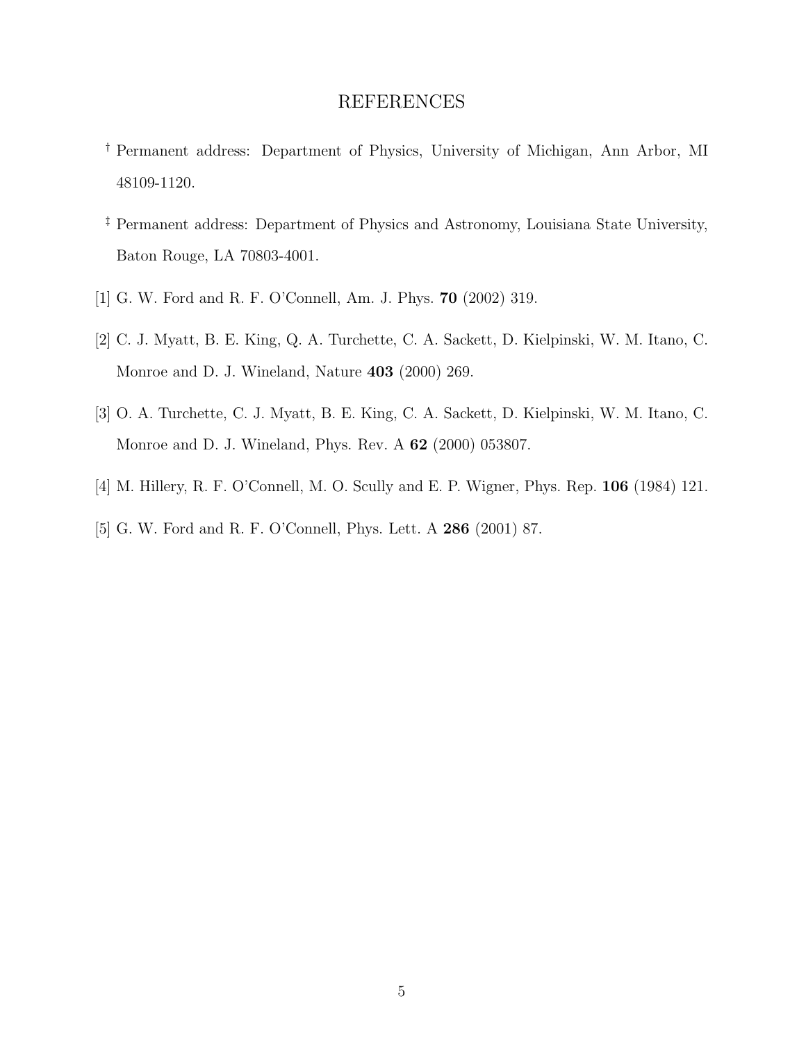# REFERENCES

† Permanent address: Department of Physics, University of Michigan, Ann Arbor, MI 48109-1120.

‡ Permanent address: Department of Physics and Astronomy, Louisiana State University, Baton Rouge, LA 70803-4001.

[1] G. W. Ford and R. F. O'Connell, Am. J. Phys. **70** (2002) 319.

[2] C. J. Myatt, B. E. King, Q. A. Turchette, C. A. Sackett, D. Kielpinski, W. M. Itano, C. Monroe and D. J. Wineland, Nature **403** (2000) 269.

[3] O. A. Turchette, C. J. Myatt, B. E. King, C. A. Sackett, D. Kielpinski, W. M. Itano, C. Monroe and D. J. Wineland, Phys. Rev. A **62** (2000) 053807.

[4] M. Hillery, R. F. O'Connell, M. O. Scully and E. P. Wigner, Phys. Rep. **106** (1984) 121.

[5] G. W. Ford and R. F. O'Connell, Phys. Lett. A **286** (2001) 87.